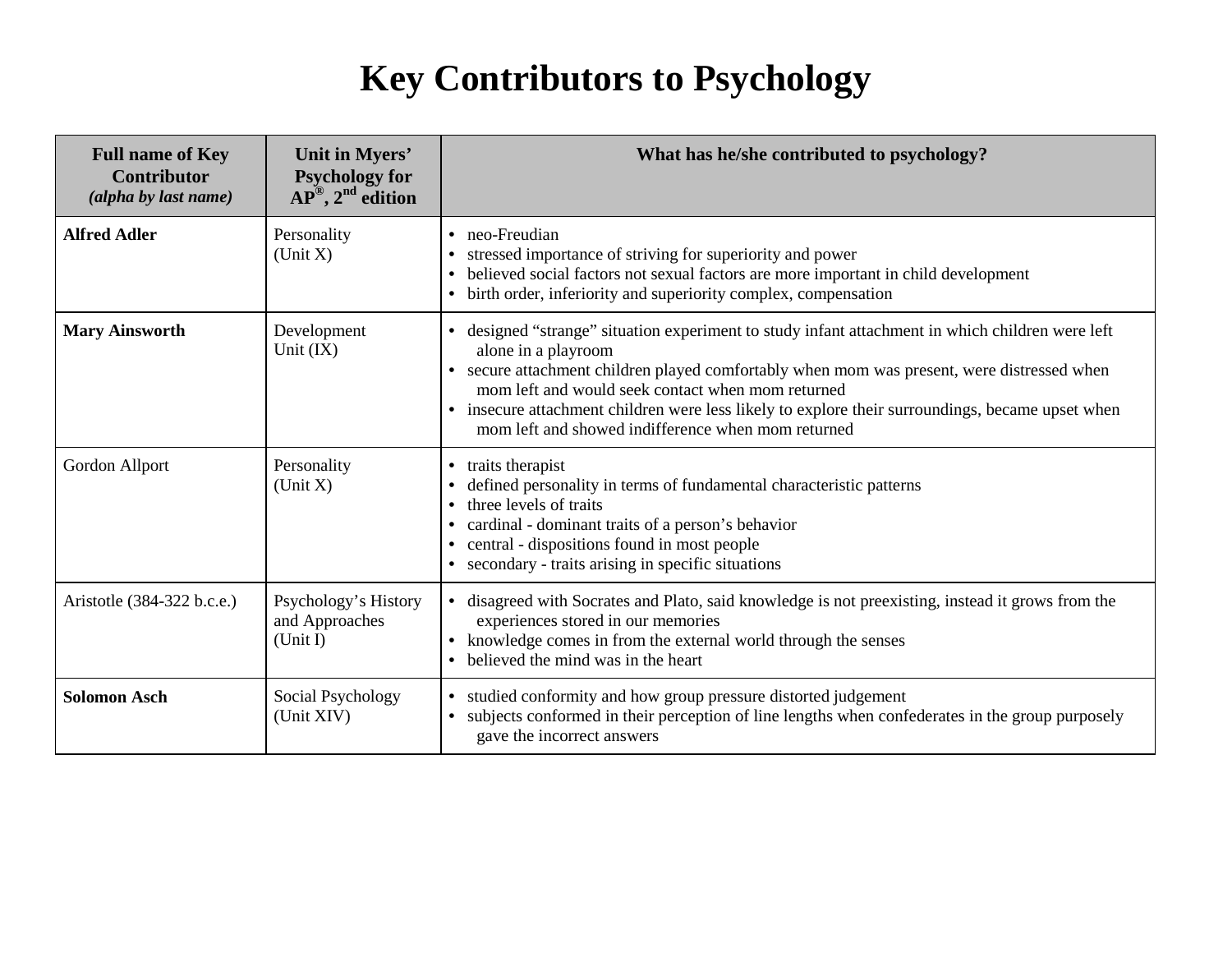# Key Contributors to Psychology

| **Full name of Key Contributor** *(alpha by last name)* | **Unit in Myers' Psychology for AP®, 2nd edition** | **What has he/she contributed to psychology?** |
|---|---|---|
| **Alfred Adler** | Personality (Unit X) | • neo-Freudian<br>• stressed importance of striving for superiority and power<br>• believed social factors not sexual factors are more important in child development<br>• birth order, inferiority and superiority complex, compensation |
| **Mary Ainsworth** | Development Unit (IX) | • designed "strange" situation experiment to study infant attachment in which children were left alone in a playroom<br>• secure attachment children played comfortably when mom was present, were distressed when mom left and would seek contact when mom returned<br>• insecure attachment children were less likely to explore their surroundings, became upset when mom left and showed indifference when mom returned |
| Gordon Allport | Personality (Unit X) | • traits therapist<br>• defined personality in terms of fundamental characteristic patterns<br>• three levels of traits<br>• cardinal - dominant traits of a person's behavior<br>• central - dispositions found in most people<br>• secondary - traits arising in specific situations |
| Aristotle (384-322 b.c.e.) | Psychology's History and Approaches (Unit I) | • disagreed with Socrates and Plato, said knowledge is not preexisting, instead it grows from the experiences stored in our memories<br>• knowledge comes in from the external world through the senses<br>• believed the mind was in the heart |
| **Solomon Asch** | Social Psychology (Unit XIV) | • studied conformity and how group pressure distorted judgement<br>• subjects conformed in their perception of line lengths when confederates in the group purposely gave the incorrect answers |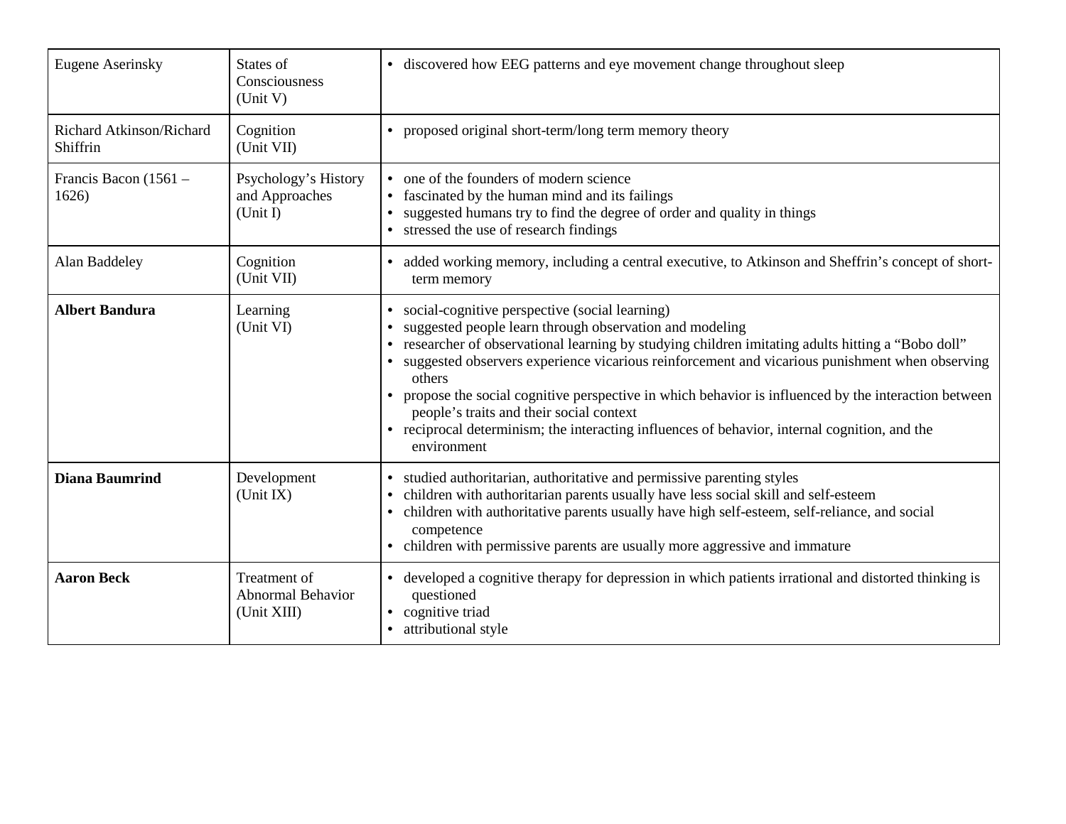| Eugene Aserinsky | States of Consciousness (Unit V) | • discovered how EEG patterns and eye movement change throughout sleep |
|---|---|---|
| Richard Atkinson/Richard Shiffrin | Cognition (Unit VII) | • proposed original short-term/long term memory theory |
| Francis Bacon (1561 – 1626) | Psychology's History and Approaches (Unit I) | • one of the founders of modern science<br>• fascinated by the human mind and its failings<br>• suggested humans try to find the degree of order and quality in things<br>• stressed the use of research findings |
| Alan Baddeley | Cognition (Unit VII) | • added working memory, including a central executive, to Atkinson and Sheffrin's concept of short-term memory |
| **Albert Bandura** | Learning (Unit VI) | • social-cognitive perspective (social learning)<br>• suggested people learn through observation and modeling<br>• researcher of observational learning by studying children imitating adults hitting a "Bobo doll"<br>• suggested observers experience vicarious reinforcement and vicarious punishment when observing others<br>• propose the social cognitive perspective in which behavior is influenced by the interaction between people's traits and their social context<br>• reciprocal determinism; the interacting influences of behavior, internal cognition, and the environment |
| **Diana Baumrind** | Development (Unit IX) | • studied authoritarian, authoritative and permissive parenting styles<br>• children with authoritarian parents usually have less social skill and self-esteem<br>• children with authoritative parents usually have high self-esteem, self-reliance, and social competence<br>• children with permissive parents are usually more aggressive and immature |
| **Aaron Beck** | Treatment of Abnormal Behavior (Unit XIII) | • developed a cognitive therapy for depression in which patients irrational and distorted thinking is questioned<br>• cognitive triad<br>• attributional style |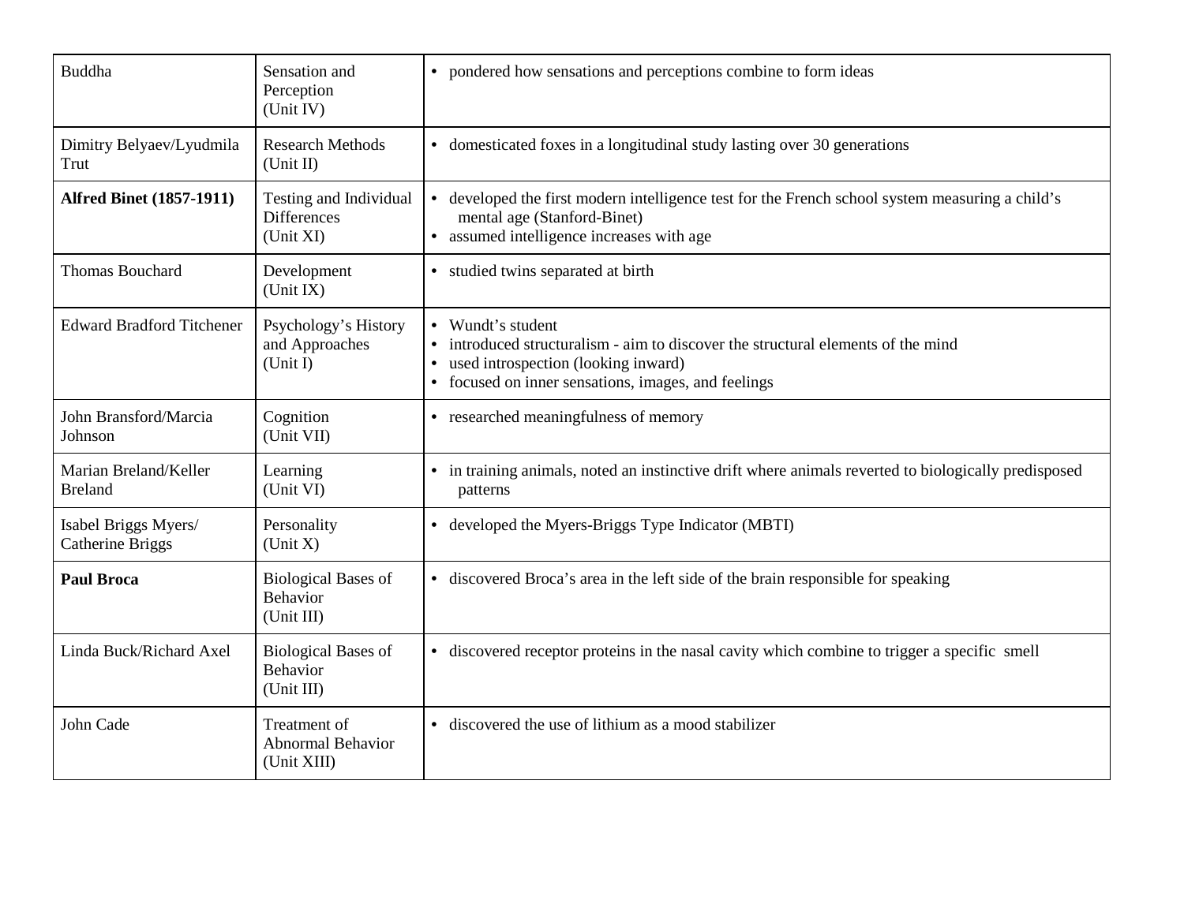| | | |
|---|---|---|
| Buddha | Sensation and Perception (Unit IV) | • pondered how sensations and perceptions combine to form ideas |
| Dimitry Belyaev/Lyudmila Trut | Research Methods (Unit II) | • domesticated foxes in a longitudinal study lasting over 30 generations |
| **Alfred Binet (1857-1911)** | Testing and Individual Differences (Unit XI) | • developed the first modern intelligence test for the French school system measuring a child's mental age (Stanford-Binet)<br>• assumed intelligence increases with age |
| Thomas Bouchard | Development (Unit IX) | • studied twins separated at birth |
| Edward Bradford Titchener | Psychology's History and Approaches (Unit I) | • Wundt's student<br>• introduced structuralism - aim to discover the structural elements of the mind<br>• used introspection (looking inward)<br>• focused on inner sensations, images, and feelings |
| John Bransford/Marcia Johnson | Cognition (Unit VII) | • researched meaningfulness of memory |
| Marian Breland/Keller Breland | Learning (Unit VI) | • in training animals, noted an instinctive drift where animals reverted to biologically predisposed patterns |
| Isabel Briggs Myers/ Catherine Briggs | Personality (Unit X) | • developed the Myers-Briggs Type Indicator (MBTI) |
| **Paul Broca** | Biological Bases of Behavior (Unit III) | • discovered Broca's area in the left side of the brain responsible for speaking |
| Linda Buck/Richard Axel | Biological Bases of Behavior (Unit III) | • discovered receptor proteins in the nasal cavity which combine to trigger a specific smell |
| John Cade | Treatment of Abnormal Behavior (Unit XIII) | • discovered the use of lithium as a mood stabilizer |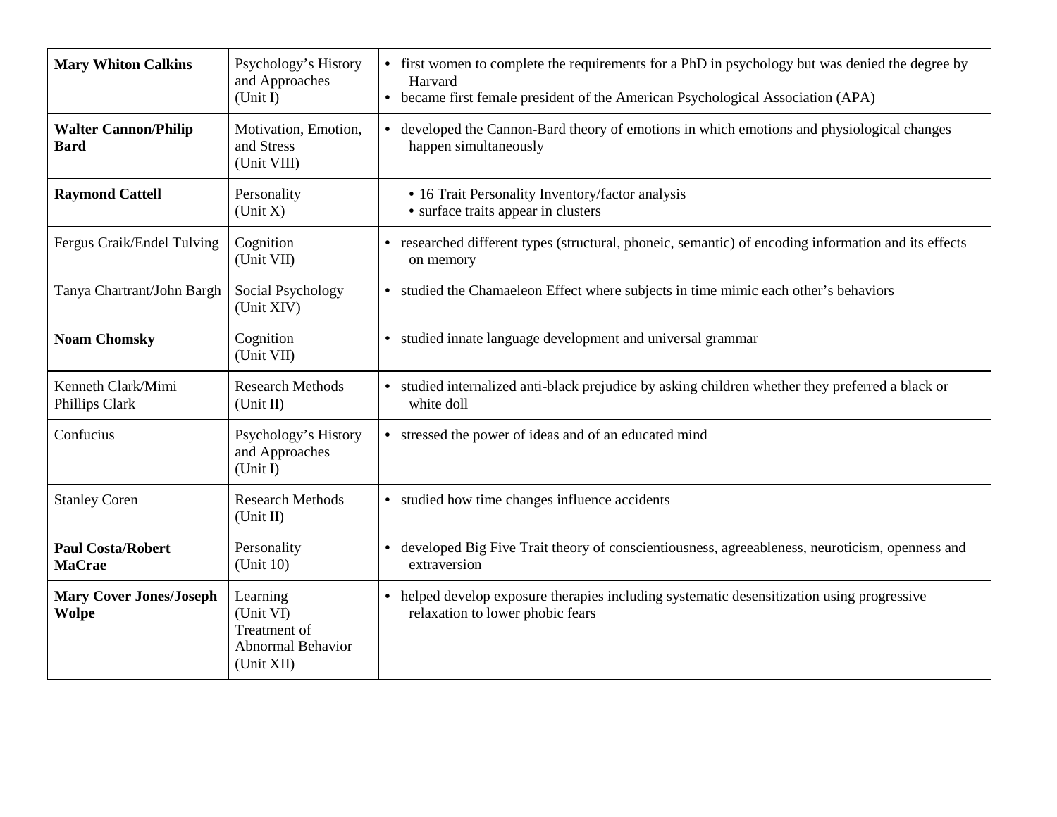| **Mary Whiton Calkins** | Psychology's History and Approaches (Unit I) | • first women to complete the requirements for a PhD in psychology but was denied the degree by Harvard<br>• became first female president of the American Psychological Association (APA) |
|---|---|---|
| **Walter Cannon/Philip Bard** | Motivation, Emotion, and Stress (Unit VIII) | • developed the Cannon-Bard theory of emotions in which emotions and physiological changes happen simultaneously |
| **Raymond Cattell** | Personality (Unit X) | • 16 Trait Personality Inventory/factor analysis<br>• surface traits appear in clusters |
| Fergus Craik/Endel Tulving | Cognition (Unit VII) | • researched different types (structural, phoneic, semantic) of encoding information and its effects on memory |
| Tanya Chartrant/John Bargh | Social Psychology (Unit XIV) | • studied the Chamaeleon Effect where subjects in time mimic each other's behaviors |
| **Noam Chomsky** | Cognition (Unit VII) | • studied innate language development and universal grammar |
| Kenneth Clark/Mimi Phillips Clark | Research Methods (Unit II) | • studied internalized anti-black prejudice by asking children whether they preferred a black or white doll |
| Confucius | Psychology's History and Approaches (Unit I) | • stressed the power of ideas and of an educated mind |
| Stanley Coren | Research Methods (Unit II) | • studied how time changes influence accidents |
| **Paul Costa/Robert MaCrae** | Personality (Unit 10) | • developed Big Five Trait theory of conscientiousness, agreeableness, neuroticism, openness and extraversion |
| **Mary Cover Jones/Joseph Wolpe** | Learning (Unit VI) Treatment of Abnormal Behavior (Unit XII) | • helped develop exposure therapies including systematic desensitization using progressive relaxation to lower phobic fears |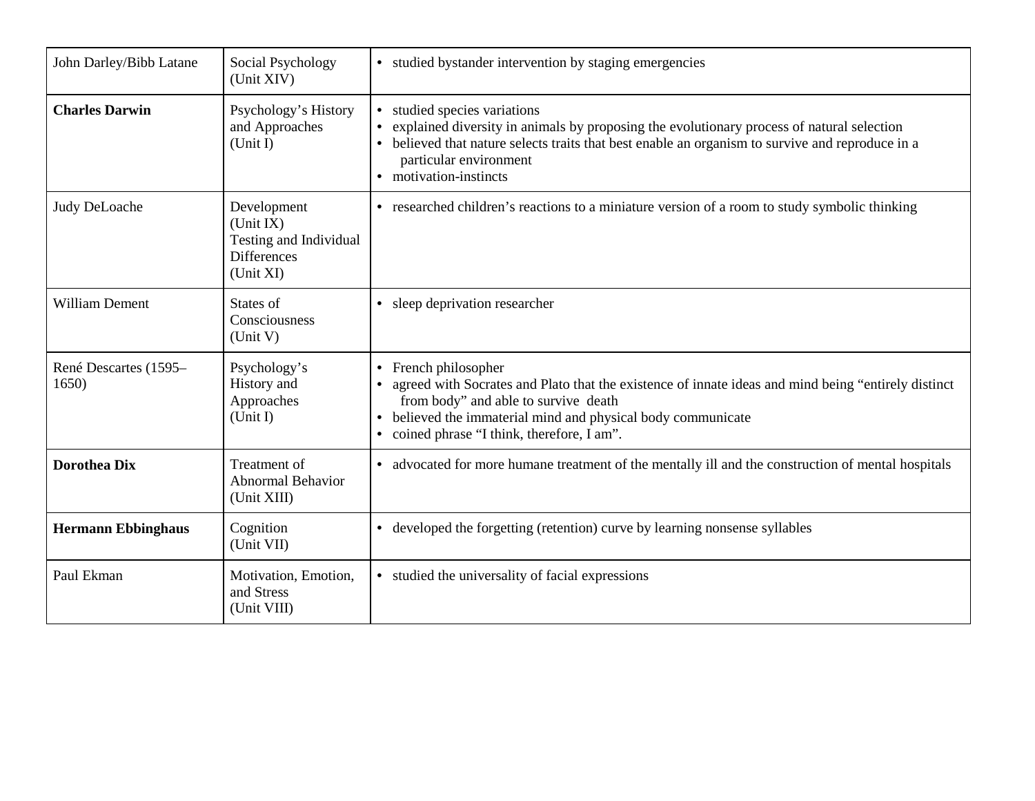| John Darley/Bibb Latane | Social Psychology (Unit XIV) | • studied bystander intervention by staging emergencies |
|---|---|---|
| **Charles Darwin** | Psychology's History and Approaches (Unit I) | • studied species variations<br>• explained diversity in animals by proposing the evolutionary process of natural selection<br>• believed that nature selects traits that best enable an organism to survive and reproduce in a particular environment<br>• motivation-instincts |
| Judy DeLoache | Development (Unit IX)<br>Testing and Individual Differences (Unit XI) | • researched children's reactions to a miniature version of a room to study symbolic thinking |
| William Dement | States of Consciousness (Unit V) | • sleep deprivation researcher |
| René Descartes (1595–1650) | Psychology's History and Approaches (Unit I) | • French philosopher<br>• agreed with Socrates and Plato that the existence of innate ideas and mind being "entirely distinct from body" and able to survive death<br>• believed the immaterial mind and physical body communicate<br>• coined phrase "I think, therefore, I am". |
| **Dorothea Dix** | Treatment of Abnormal Behavior (Unit XIII) | • advocated for more humane treatment of the mentally ill and the construction of mental hospitals |
| **Hermann Ebbinghaus** | Cognition (Unit VII) | • developed the forgetting (retention) curve by learning nonsense syllables |
| Paul Ekman | Motivation, Emotion, and Stress (Unit VIII) | • studied the universality of facial expressions |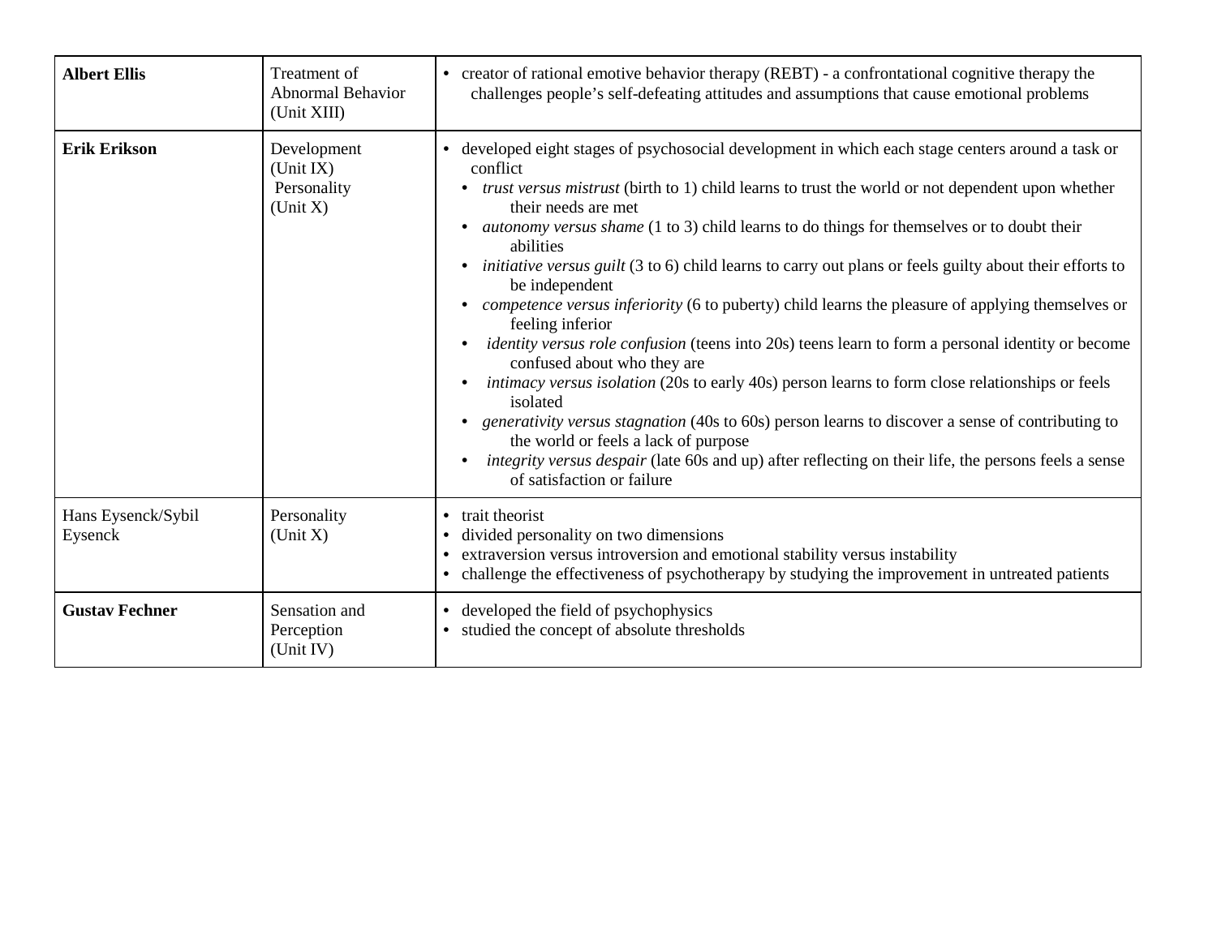| | | |
|---|---|---|
| **Albert Ellis** | Treatment of Abnormal Behavior (Unit XIII) | • creator of rational emotive behavior therapy (REBT) - a confrontational cognitive therapy the challenges people's self-defeating attitudes and assumptions that cause emotional problems |
| **Erik Erikson** | Development (Unit IX)<br>Personality (Unit X) | • developed eight stages of psychosocial development in which each stage centers around a task or conflict<br>  • *trust versus mistrust* (birth to 1) child learns to trust the world or not dependent upon whether their needs are met<br>  • *autonomy versus shame* (1 to 3) child learns to do things for themselves or to doubt their abilities<br>  • *initiative versus guilt* (3 to 6) child learns to carry out plans or feels guilty about their efforts to be independent<br>  • *competence versus inferiority* (6 to puberty) child learns the pleasure of applying themselves or feeling inferior<br>  • *identity versus role confusion* (teens into 20s) teens learn to form a personal identity or become confused about who they are<br>  • *intimacy versus isolation* (20s to early 40s) person learns to form close relationships or feels isolated<br>  • *generativity versus stagnation* (40s to 60s) person learns to discover a sense of contributing to the world or feels a lack of purpose<br>  • *integrity versus despair* (late 60s and up) after reflecting on their life, the persons feels a sense of satisfaction or failure |
| Hans Eysenck/Sybil Eysenck | Personality (Unit X) | • trait theorist<br>• divided personality on two dimensions<br>• extraversion versus introversion and emotional stability versus instability<br>• challenge the effectiveness of psychotherapy by studying the improvement in untreated patients |
| **Gustav Fechner** | Sensation and Perception (Unit IV) | • developed the field of psychophysics<br>• studied the concept of absolute thresholds |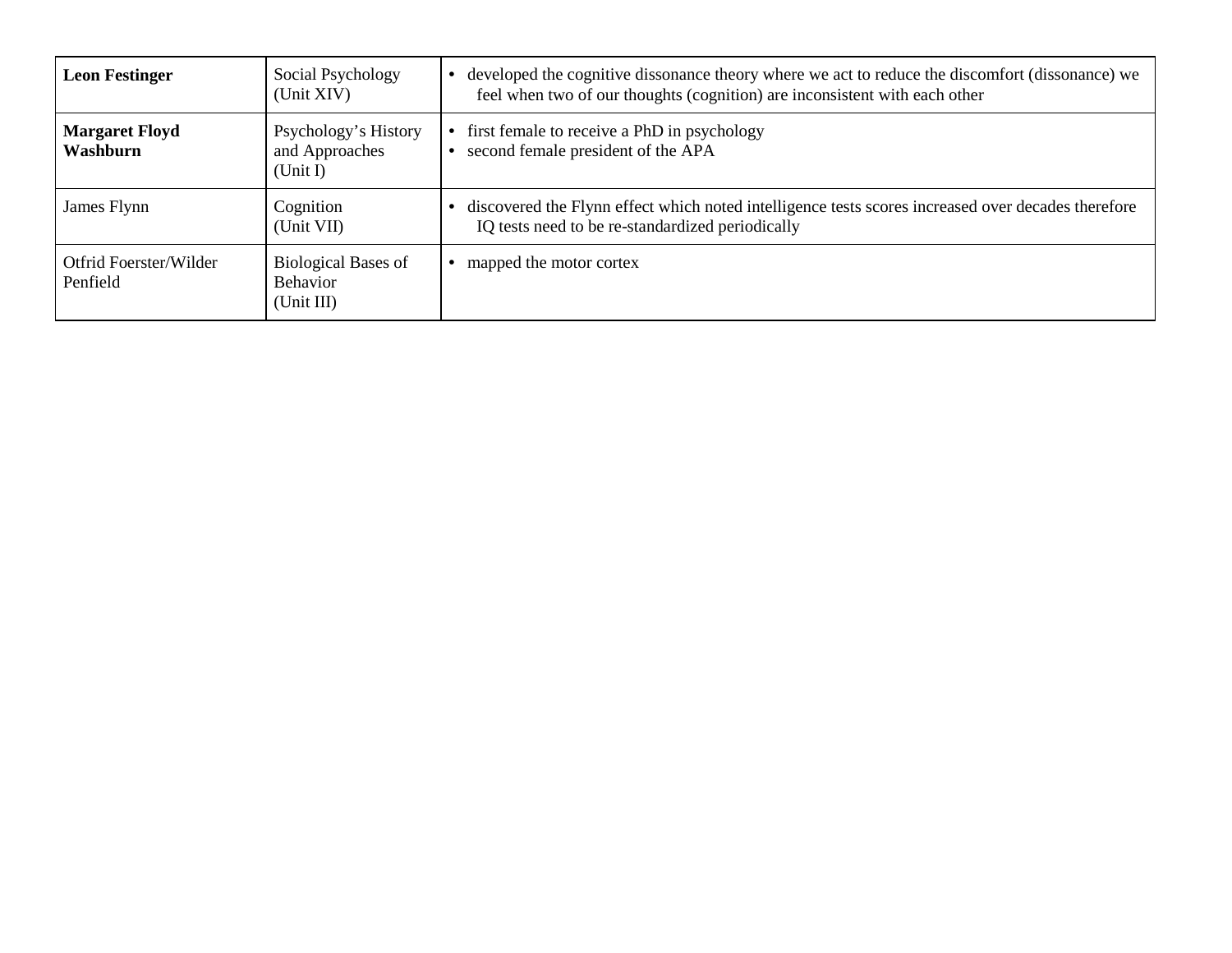| | | |
|---|---|---|
| **Leon Festinger** | Social Psychology (Unit XIV) | • developed the cognitive dissonance theory where we act to reduce the discomfort (dissonance) we feel when two of our thoughts (cognition) are inconsistent with each other |
| **Margaret Floyd Washburn** | Psychology's History and Approaches (Unit I) | • first female to receive a PhD in psychology<br>• second female president of the APA |
| James Flynn | Cognition (Unit VII) | • discovered the Flynn effect which noted intelligence tests scores increased over decades therefore IQ tests need to be re-standardized periodically |
| Otfrid Foerster/Wilder Penfield | Biological Bases of Behavior (Unit III) | • mapped the motor cortex |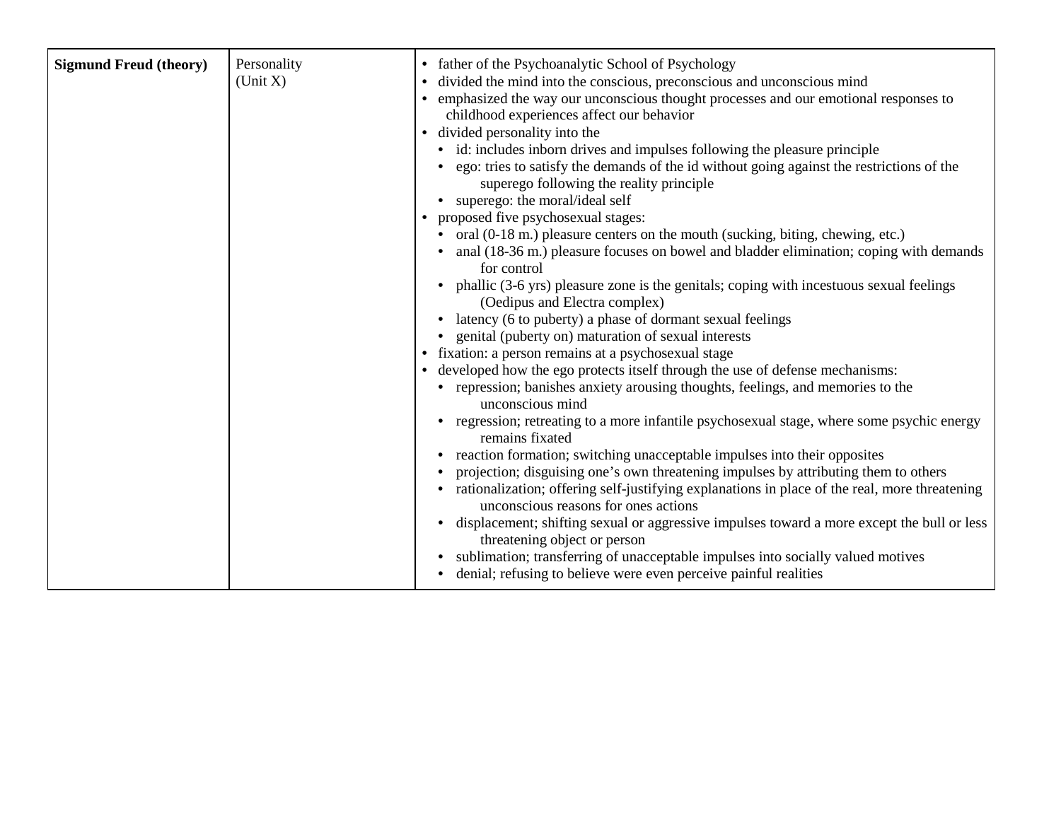| | | |
|---|---|---|
| **Sigmund Freud (theory)** | Personality (Unit X) | • father of the Psychoanalytic School of Psychology<br>• divided the mind into the conscious, preconscious and unconscious mind<br>• emphasized the way our unconscious thought processes and our emotional responses to childhood experiences affect our behavior<br>• divided personality into the<br>&nbsp;&nbsp;• id: includes inborn drives and impulses following the pleasure principle<br>&nbsp;&nbsp;• ego: tries to satisfy the demands of the id without going against the restrictions of the superego following the reality principle<br>&nbsp;&nbsp;• superego: the moral/ideal self<br>• proposed five psychosexual stages:<br>&nbsp;&nbsp;• oral (0-18 m.) pleasure centers on the mouth (sucking, biting, chewing, etc.)<br>&nbsp;&nbsp;• anal (18-36 m.) pleasure focuses on bowel and bladder elimination; coping with demands for control<br>&nbsp;&nbsp;• phallic (3-6 yrs) pleasure zone is the genitals; coping with incestuous sexual feelings (Oedipus and Electra complex)<br>&nbsp;&nbsp;• latency (6 to puberty) a phase of dormant sexual feelings<br>&nbsp;&nbsp;• genital (puberty on) maturation of sexual interests<br>• fixation: a person remains at a psychosexual stage<br>• developed how the ego protects itself through the use of defense mechanisms:<br>&nbsp;&nbsp;• repression; banishes anxiety arousing thoughts, feelings, and memories to the unconscious mind<br>&nbsp;&nbsp;• regression; retreating to a more infantile psychosexual stage, where some psychic energy remains fixated<br>&nbsp;&nbsp;• reaction formation; switching unacceptable impulses into their opposites<br>&nbsp;&nbsp;• projection; disguising one's own threatening impulses by attributing them to others<br>&nbsp;&nbsp;• rationalization; offering self-justifying explanations in place of the real, more threatening unconscious reasons for ones actions<br>&nbsp;&nbsp;• displacement; shifting sexual or aggressive impulses toward a more except the bull or less threatening object or person<br>&nbsp;&nbsp;• sublimation; transferring of unacceptable impulses into socially valued motives<br>&nbsp;&nbsp;• denial; refusing to believe were even perceive painful realities |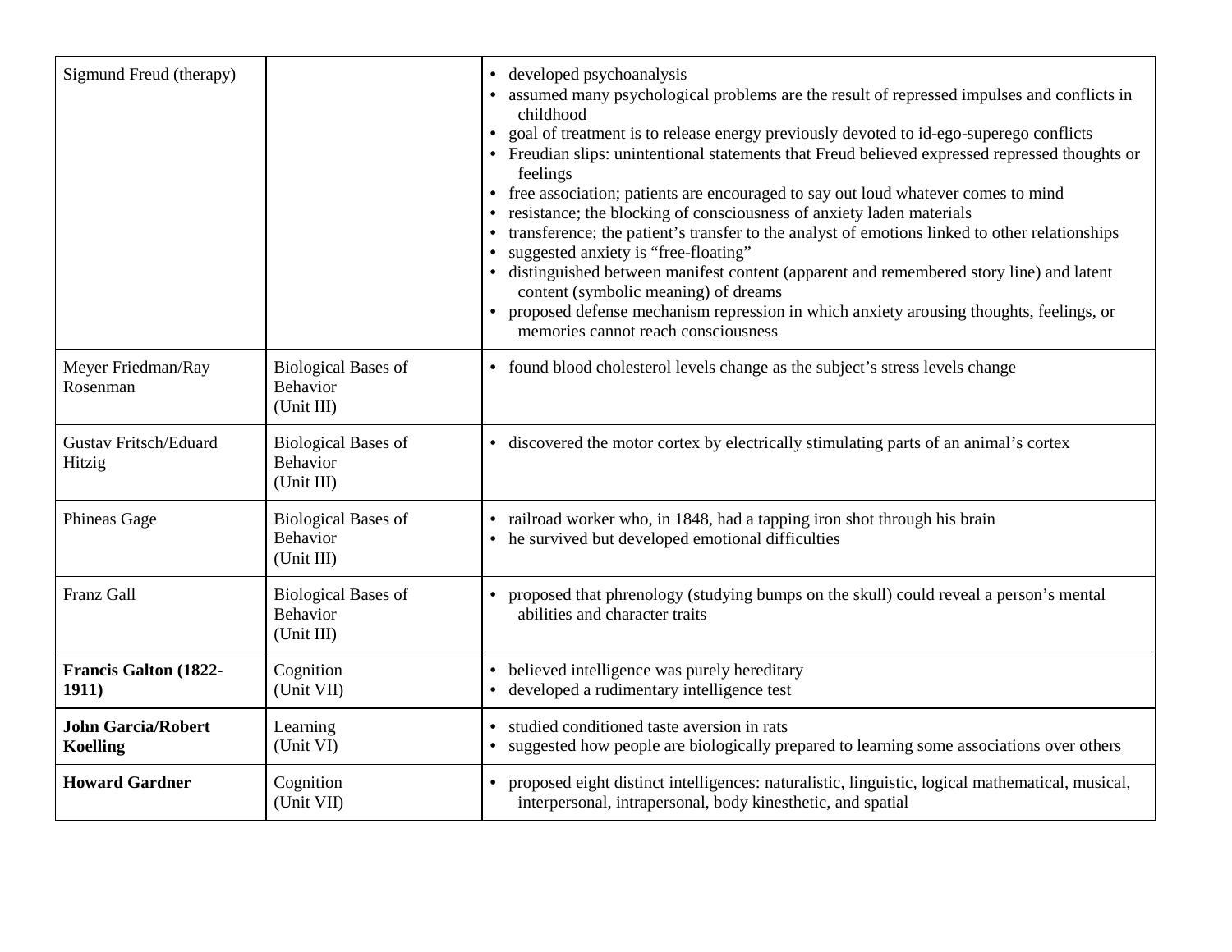| | | |
|---|---|---|
| Sigmund Freud (therapy) | | • developed psychoanalysis<br>• assumed many psychological problems are the result of repressed impulses and conflicts in childhood<br>• goal of treatment is to release energy previously devoted to id-ego-superego conflicts<br>• Freudian slips: unintentional statements that Freud believed expressed repressed thoughts or feelings<br>• free association; patients are encouraged to say out loud whatever comes to mind<br>• resistance; the blocking of consciousness of anxiety laden materials<br>• transference; the patient's transfer to the analyst of emotions linked to other relationships<br>• suggested anxiety is "free-floating"<br>• distinguished between manifest content (apparent and remembered story line) and latent content (symbolic meaning) of dreams<br>• proposed defense mechanism repression in which anxiety arousing thoughts, feelings, or memories cannot reach consciousness |
| Meyer Friedman/Ray Rosenman | Biological Bases of Behavior (Unit III) | • found blood cholesterol levels change as the subject's stress levels change |
| Gustav Fritsch/Eduard Hitzig | Biological Bases of Behavior (Unit III) | • discovered the motor cortex by electrically stimulating parts of an animal's cortex |
| Phineas Gage | Biological Bases of Behavior (Unit III) | • railroad worker who, in 1848, had a tapping iron shot through his brain<br>• he survived but developed emotional difficulties |
| Franz Gall | Biological Bases of Behavior (Unit III) | • proposed that phrenology (studying bumps on the skull) could reveal a person's mental abilities and character traits |
| **Francis Galton (1822-1911)** | Cognition (Unit VII) | • believed intelligence was purely hereditary<br>• developed a rudimentary intelligence test |
| **John Garcia/Robert Koelling** | Learning (Unit VI) | • studied conditioned taste aversion in rats<br>• suggested how people are biologically prepared to learning some associations over others |
| **Howard Gardner** | Cognition (Unit VII) | • proposed eight distinct intelligences: naturalistic, linguistic, logical mathematical, musical, interpersonal, intrapersonal, body kinesthetic, and spatial |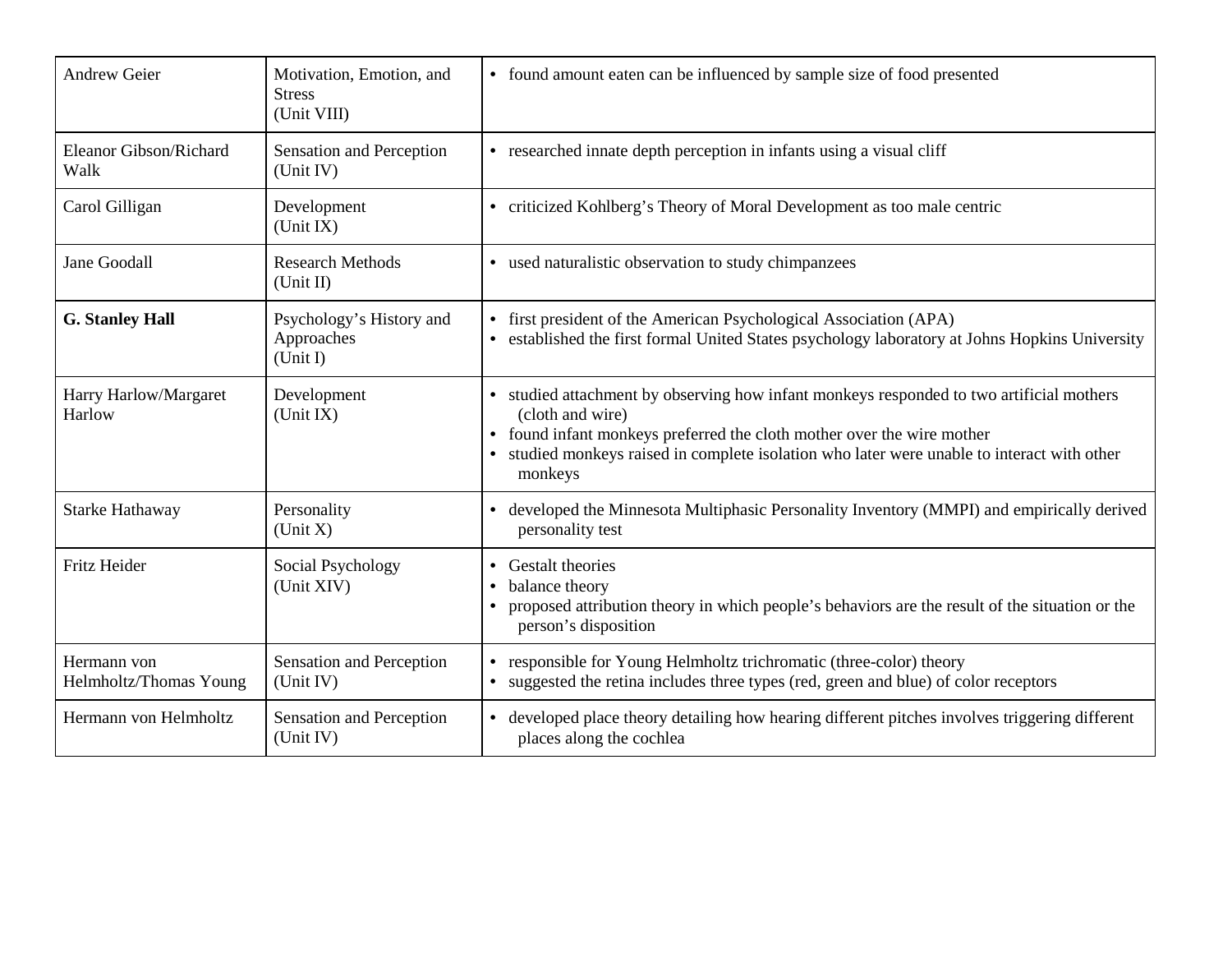| Andrew Geier | Motivation, Emotion, and Stress (Unit VIII) | • found amount eaten can be influenced by sample size of food presented |
|---|---|---|
| Eleanor Gibson/Richard Walk | Sensation and Perception (Unit IV) | • researched innate depth perception in infants using a visual cliff |
| Carol Gilligan | Development (Unit IX) | • criticized Kohlberg's Theory of Moral Development as too male centric |
| Jane Goodall | Research Methods (Unit II) | • used naturalistic observation to study chimpanzees |
| **G. Stanley Hall** | Psychology's History and Approaches (Unit I) | • first president of the American Psychological Association (APA) <br> • established the first formal United States psychology laboratory at Johns Hopkins University |
| Harry Harlow/Margaret Harlow | Development (Unit IX) | • studied attachment by observing how infant monkeys responded to two artificial mothers (cloth and wire) <br> • found infant monkeys preferred the cloth mother over the wire mother <br> • studied monkeys raised in complete isolation who later were unable to interact with other monkeys |
| Starke Hathaway | Personality (Unit X) | • developed the Minnesota Multiphasic Personality Inventory (MMPI) and empirically derived personality test |
| Fritz Heider | Social Psychology (Unit XIV) | • Gestalt theories <br> • balance theory <br> • proposed attribution theory in which people's behaviors are the result of the situation or the person's disposition |
| Hermann von Helmholtz/Thomas Young | Sensation and Perception (Unit IV) | • responsible for Young Helmholtz trichromatic (three-color) theory <br> • suggested the retina includes three types (red, green and blue) of color receptors |
| Hermann von Helmholtz | Sensation and Perception (Unit IV) | • developed place theory detailing how hearing different pitches involves triggering different places along the cochlea |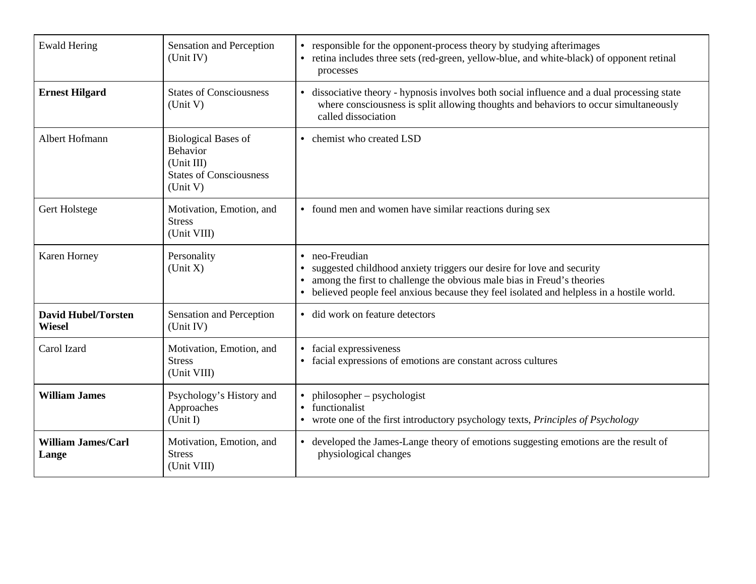| | | |
|---|---|---|
| Ewald Hering | Sensation and Perception (Unit IV) | • responsible for the opponent-process theory by studying afterimages<br>• retina includes three sets (red-green, yellow-blue, and white-black) of opponent retinal processes |
| **Ernest Hilgard** | States of Consciousness (Unit V) | • dissociative theory - hypnosis involves both social influence and a dual processing state where consciousness is split allowing thoughts and behaviors to occur simultaneously called dissociation |
| Albert Hofmann | Biological Bases of Behavior (Unit III)<br>States of Consciousness (Unit V) | • chemist who created LSD |
| Gert Holstege | Motivation, Emotion, and Stress (Unit VIII) | • found men and women have similar reactions during sex |
| Karen Horney | Personality (Unit X) | • neo-Freudian<br>• suggested childhood anxiety triggers our desire for love and security<br>• among the first to challenge the obvious male bias in Freud's theories<br>• believed people feel anxious because they feel isolated and helpless in a hostile world. |
| **David Hubel/Torsten Wiesel** | Sensation and Perception (Unit IV) | • did work on feature detectors |
| Carol Izard | Motivation, Emotion, and Stress (Unit VIII) | • facial expressiveness<br>• facial expressions of emotions are constant across cultures |
| **William James** | Psychology's History and Approaches (Unit I) | • philosopher – psychologist<br>• functionalist<br>• wrote one of the first introductory psychology texts, *Principles of Psychology* |
| **William James/Carl Lange** | Motivation, Emotion, and Stress (Unit VIII) | • developed the James-Lange theory of emotions suggesting emotions are the result of physiological changes |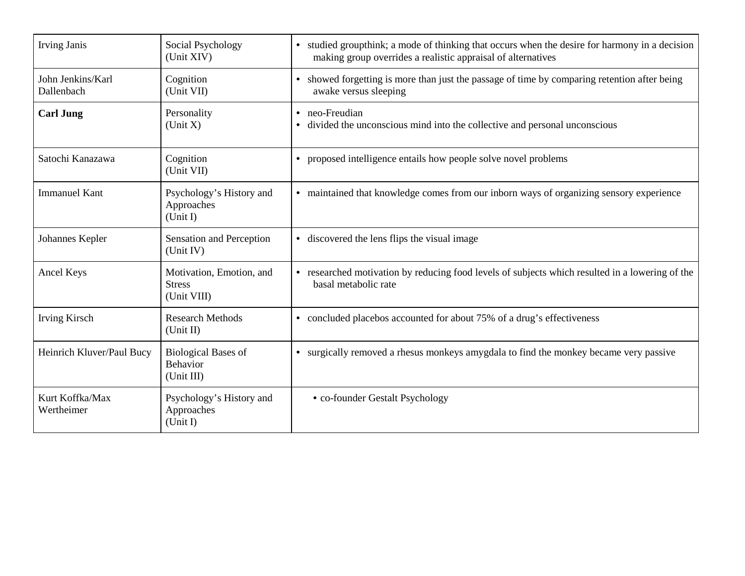| | | |
|---|---|---|
| Irving Janis | Social Psychology (Unit XIV) | • studied groupthink; a mode of thinking that occurs when the desire for harmony in a decision making group overrides a realistic appraisal of alternatives |
| John Jenkins/Karl Dallenbach | Cognition (Unit VII) | • showed forgetting is more than just the passage of time by comparing retention after being awake versus sleeping |
| **Carl Jung** | Personality (Unit X) | • neo-Freudian<br>• divided the unconscious mind into the collective and personal unconscious |
| Satochi Kanazawa | Cognition (Unit VII) | • proposed intelligence entails how people solve novel problems |
| Immanuel Kant | Psychology's History and Approaches (Unit I) | • maintained that knowledge comes from our inborn ways of organizing sensory experience |
| Johannes Kepler | Sensation and Perception (Unit IV) | • discovered the lens flips the visual image |
| Ancel Keys | Motivation, Emotion, and Stress (Unit VIII) | • researched motivation by reducing food levels of subjects which resulted in a lowering of the basal metabolic rate |
| Irving Kirsch | Research Methods (Unit II) | • concluded placebos accounted for about 75% of a drug's effectiveness |
| Heinrich Kluver/Paul Bucy | Biological Bases of Behavior (Unit III) | • surgically removed a rhesus monkeys amygdala to find the monkey became very passive |
| Kurt Koffka/Max Wertheimer | Psychology's History and Approaches (Unit I) | • co-founder Gestalt Psychology |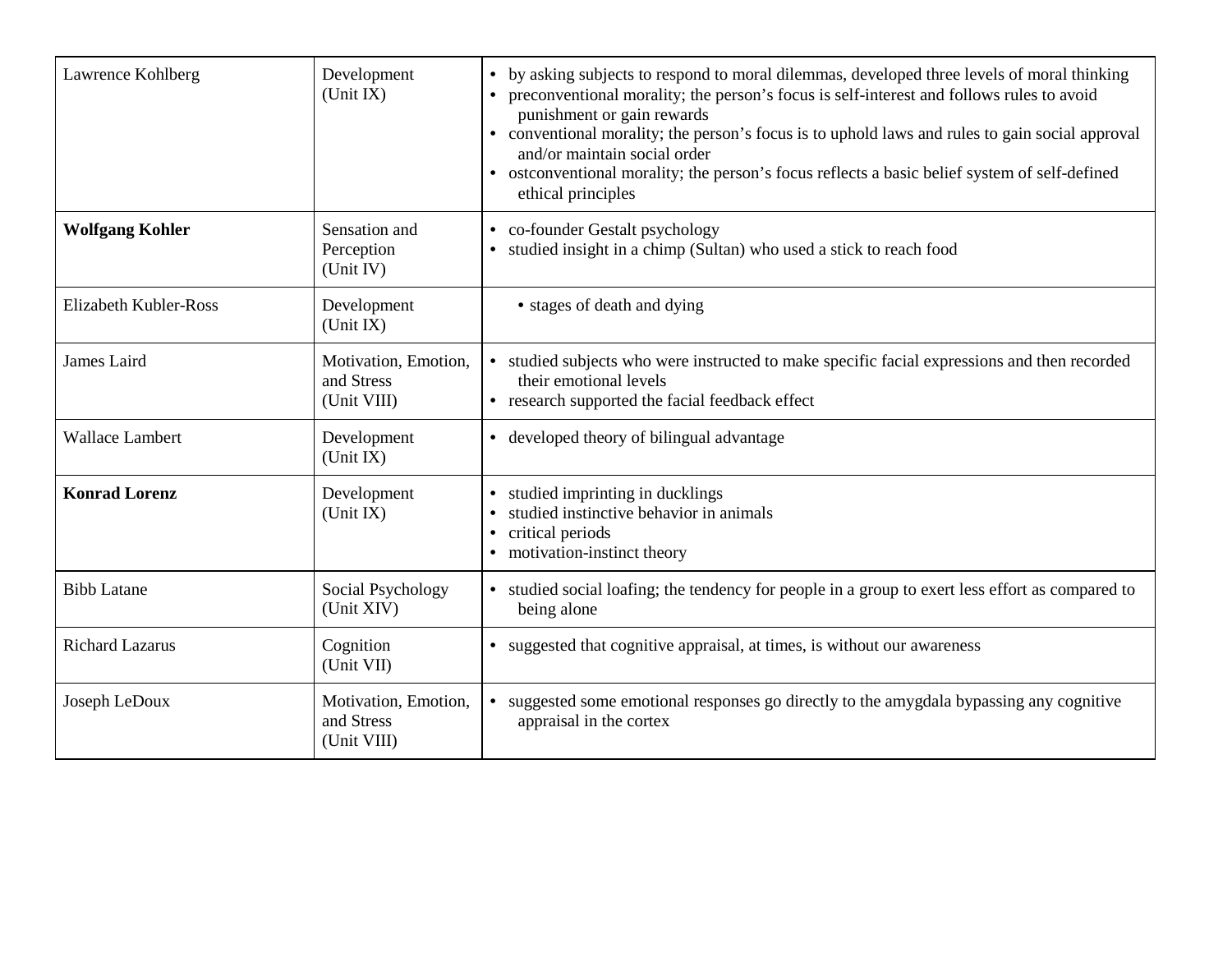| | | |
|---|---|---|
| Lawrence Kohlberg | Development (Unit IX) | • by asking subjects to respond to moral dilemmas, developed three levels of moral thinking<br>• preconventional morality; the person's focus is self-interest and follows rules to avoid punishment or gain rewards<br>• conventional morality; the person's focus is to uphold laws and rules to gain social approval and/or maintain social order<br>• ostconventional morality; the person's focus reflects a basic belief system of self-defined ethical principles |
| **Wolfgang Kohler** | Sensation and Perception (Unit IV) | • co-founder Gestalt psychology<br>• studied insight in a chimp (Sultan) who used a stick to reach food |
| Elizabeth Kubler-Ross | Development (Unit IX) | • stages of death and dying |
| James Laird | Motivation, Emotion, and Stress (Unit VIII) | • studied subjects who were instructed to make specific facial expressions and then recorded their emotional levels<br>• research supported the facial feedback effect |
| Wallace Lambert | Development (Unit IX) | • developed theory of bilingual advantage |
| **Konrad Lorenz** | Development (Unit IX) | • studied imprinting in ducklings<br>• studied instinctive behavior in animals<br>• critical periods<br>• motivation-instinct theory |
| Bibb Latane | Social Psychology (Unit XIV) | • studied social loafing; the tendency for people in a group to exert less effort as compared to being alone |
| Richard Lazarus | Cognition (Unit VII) | • suggested that cognitive appraisal, at times, is without our awareness |
| Joseph LeDoux | Motivation, Emotion, and Stress (Unit VIII) | • suggested some emotional responses go directly to the amygdala bypassing any cognitive appraisal in the cortex |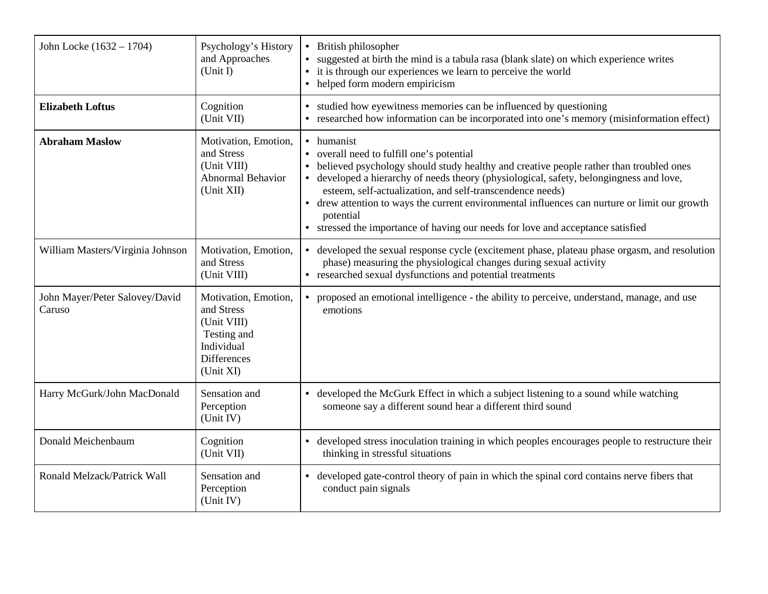| | | |
|---|---|---|
| John Locke (1632 – 1704) | Psychology's History and Approaches (Unit I) | • British philosopher<br>• suggested at birth the mind is a tabula rasa (blank slate) on which experience writes<br>• it is through our experiences we learn to perceive the world<br>• helped form modern empiricism |
| **Elizabeth Loftus** | Cognition (Unit VII) | • studied how eyewitness memories can be influenced by questioning<br>• researched how information can be incorporated into one's memory (misinformation effect) |
| **Abraham Maslow** | Motivation, Emotion, and Stress (Unit VIII) Abnormal Behavior (Unit XII) | • humanist<br>• overall need to fulfill one's potential<br>• believed psychology should study healthy and creative people rather than troubled ones<br>• developed a hierarchy of needs theory (physiological, safety, belongingness and love, esteem, self-actualization, and self-transcendence needs)<br>• drew attention to ways the current environmental influences can nurture or limit our growth potential<br>• stressed the importance of having our needs for love and acceptance satisfied |
| William Masters/Virginia Johnson | Motivation, Emotion, and Stress (Unit VIII) | • developed the sexual response cycle (excitement phase, plateau phase orgasm, and resolution phase) measuring the physiological changes during sexual activity<br>• researched sexual dysfunctions and potential treatments |
| John Mayer/Peter Salovey/David Caruso | Motivation, Emotion, and Stress (Unit VIII) Testing and Individual Differences (Unit XI) | • proposed an emotional intelligence - the ability to perceive, understand, manage, and use emotions |
| Harry McGurk/John MacDonald | Sensation and Perception (Unit IV) | • developed the McGurk Effect in which a subject listening to a sound while watching someone say a different sound hear a different third sound |
| Donald Meichenbaum | Cognition (Unit VII) | • developed stress inoculation training in which peoples encourages people to restructure their thinking in stressful situations |
| Ronald Melzack/Patrick Wall | Sensation and Perception (Unit IV) | • developed gate-control theory of pain in which the spinal cord contains nerve fibers that conduct pain signals |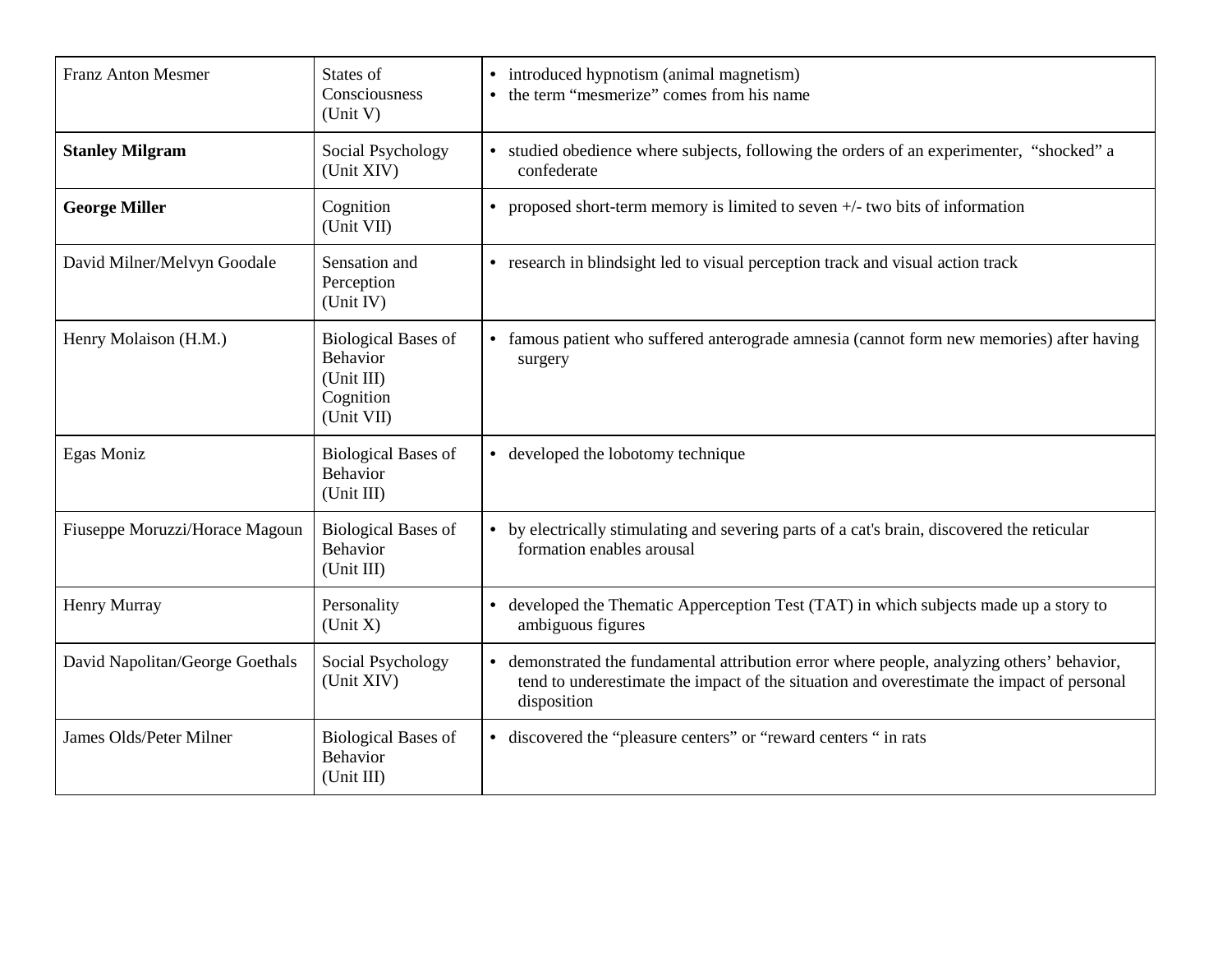| | | |
|---|---|---|
| Franz Anton Mesmer | States of Consciousness (Unit V) | • introduced hypnotism (animal magnetism)<br>• the term “mesmerize” comes from his name |
| **Stanley Milgram** | Social Psychology (Unit XIV) | • studied obedience where subjects, following the orders of an experimenter, “shocked” a confederate |
| **George Miller** | Cognition (Unit VII) | • proposed short-term memory is limited to seven +/- two bits of information |
| David Milner/Melvyn Goodale | Sensation and Perception (Unit IV) | • research in blindsight led to visual perception track and visual action track |
| Henry Molaison (H.M.) | Biological Bases of Behavior (Unit III) Cognition (Unit VII) | • famous patient who suffered anterograde amnesia (cannot form new memories) after having surgery |
| Egas Moniz | Biological Bases of Behavior (Unit III) | • developed the lobotomy technique |
| Fiuseppe Moruzzi/Horace Magoun | Biological Bases of Behavior (Unit III) | • by electrically stimulating and severing parts of a cat's brain, discovered the reticular formation enables arousal |
| Henry Murray | Personality (Unit X) | • developed the Thematic Apperception Test (TAT) in which subjects made up a story to ambiguous figures |
| David Napolitan/George Goethals | Social Psychology (Unit XIV) | • demonstrated the fundamental attribution error where people, analyzing others’ behavior, tend to underestimate the impact of the situation and overestimate the impact of personal disposition |
| James Olds/Peter Milner | Biological Bases of Behavior (Unit III) | • discovered the “pleasure centers” or “reward centers “ in rats |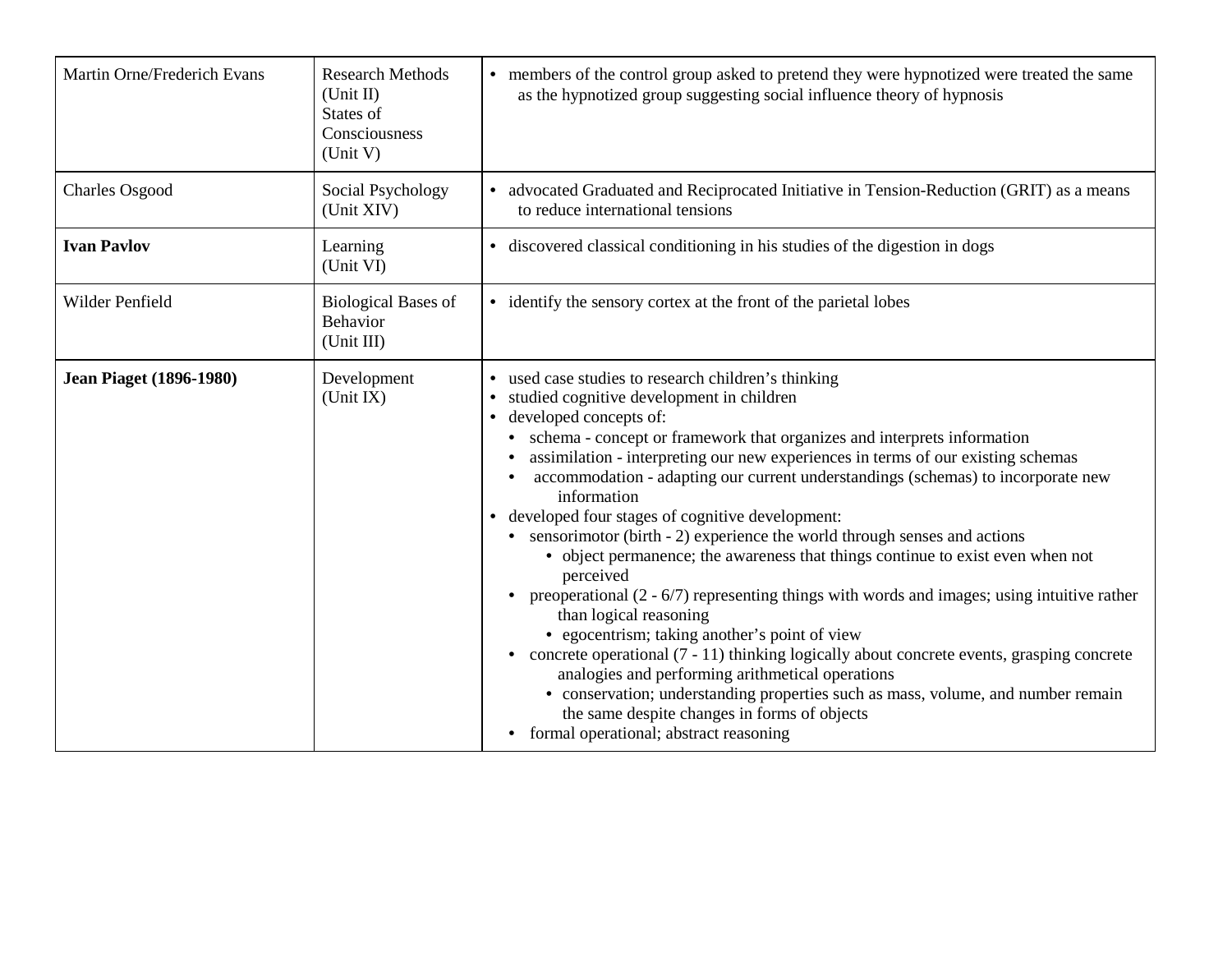| | | |
|---|---|---|
| Martin Orne/Frederich Evans | Research Methods (Unit II)<br>States of Consciousness (Unit V) | • members of the control group asked to pretend they were hypnotized were treated the same as the hypnotized group suggesting social influence theory of hypnosis |
| Charles Osgood | Social Psychology (Unit XIV) | • advocated Graduated and Reciprocated Initiative in Tension-Reduction (GRIT) as a means to reduce international tensions |
| **Ivan Pavlov** | Learning (Unit VI) | • discovered classical conditioning in his studies of the digestion in dogs |
| Wilder Penfield | Biological Bases of Behavior (Unit III) | • identify the sensory cortex at the front of the parietal lobes |
| **Jean Piaget (1896-1980)** | Development (Unit IX) | • used case studies to research children's thinking<br>• studied cognitive development in children<br>• developed concepts of:<br>&nbsp;&nbsp;• schema - concept or framework that organizes and interprets information<br>&nbsp;&nbsp;• assimilation - interpreting our new experiences in terms of our existing schemas<br>&nbsp;&nbsp;• accommodation - adapting our current understandings (schemas) to incorporate new information<br>• developed four stages of cognitive development:<br>&nbsp;&nbsp;• sensorimotor (birth - 2) experience the world through senses and actions<br>&nbsp;&nbsp;&nbsp;&nbsp;• object permanence; the awareness that things continue to exist even when not perceived<br>&nbsp;&nbsp;• preoperational (2 - 6/7) representing things with words and images; using intuitive rather than logical reasoning<br>&nbsp;&nbsp;&nbsp;&nbsp;• egocentrism; taking another's point of view<br>&nbsp;&nbsp;• concrete operational (7 - 11) thinking logically about concrete events, grasping concrete analogies and performing arithmetical operations<br>&nbsp;&nbsp;&nbsp;&nbsp;• conservation; understanding properties such as mass, volume, and number remain the same despite changes in forms of objects<br>&nbsp;&nbsp;• formal operational; abstract reasoning |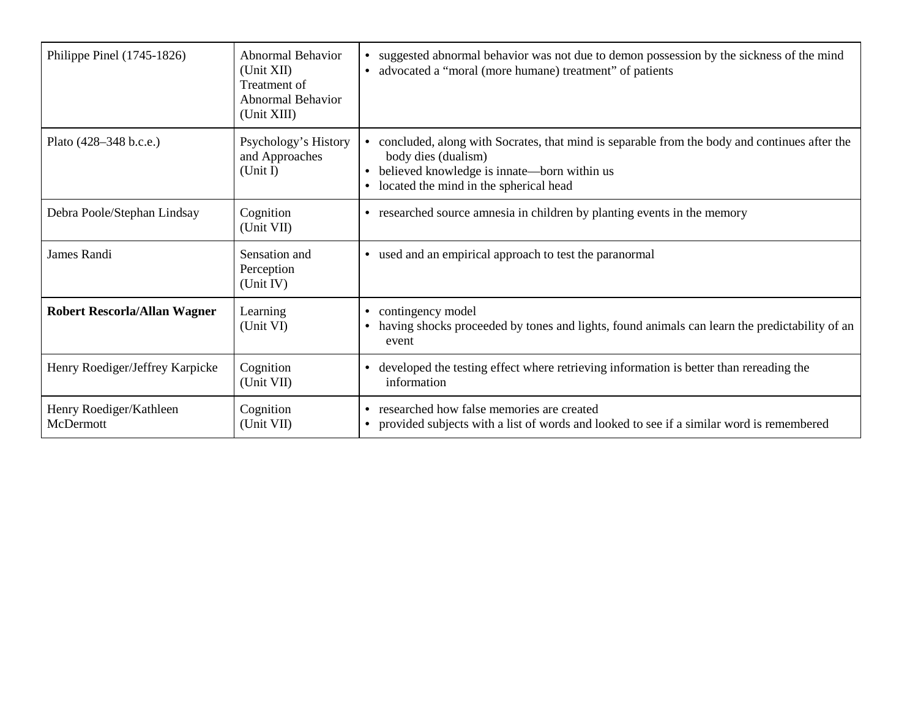| | | |
|---|---|---|
| Philippe Pinel (1745-1826) | Abnormal Behavior (Unit XII) Treatment of Abnormal Behavior (Unit XIII) | • suggested abnormal behavior was not due to demon possession by the sickness of the mind<br>• advocated a "moral (more humane) treatment" of patients |
| Plato (428–348 b.c.e.) | Psychology's History and Approaches (Unit I) | • concluded, along with Socrates, that mind is separable from the body and continues after the body dies (dualism)<br>• believed knowledge is innate—born within us<br>• located the mind in the spherical head |
| Debra Poole/Stephan Lindsay | Cognition (Unit VII) | • researched source amnesia in children by planting events in the memory |
| James Randi | Sensation and Perception (Unit IV) | • used and an empirical approach to test the paranormal |
| **Robert Rescorla/Allan Wagner** | Learning (Unit VI) | • contingency model<br>• having shocks proceeded by tones and lights, found animals can learn the predictability of an event |
| Henry Roediger/Jeffrey Karpicke | Cognition (Unit VII) | • developed the testing effect where retrieving information is better than rereading the information |
| Henry Roediger/Kathleen McDermott | Cognition (Unit VII) | • researched how false memories are created<br>• provided subjects with a list of words and looked to see if a similar word is remembered |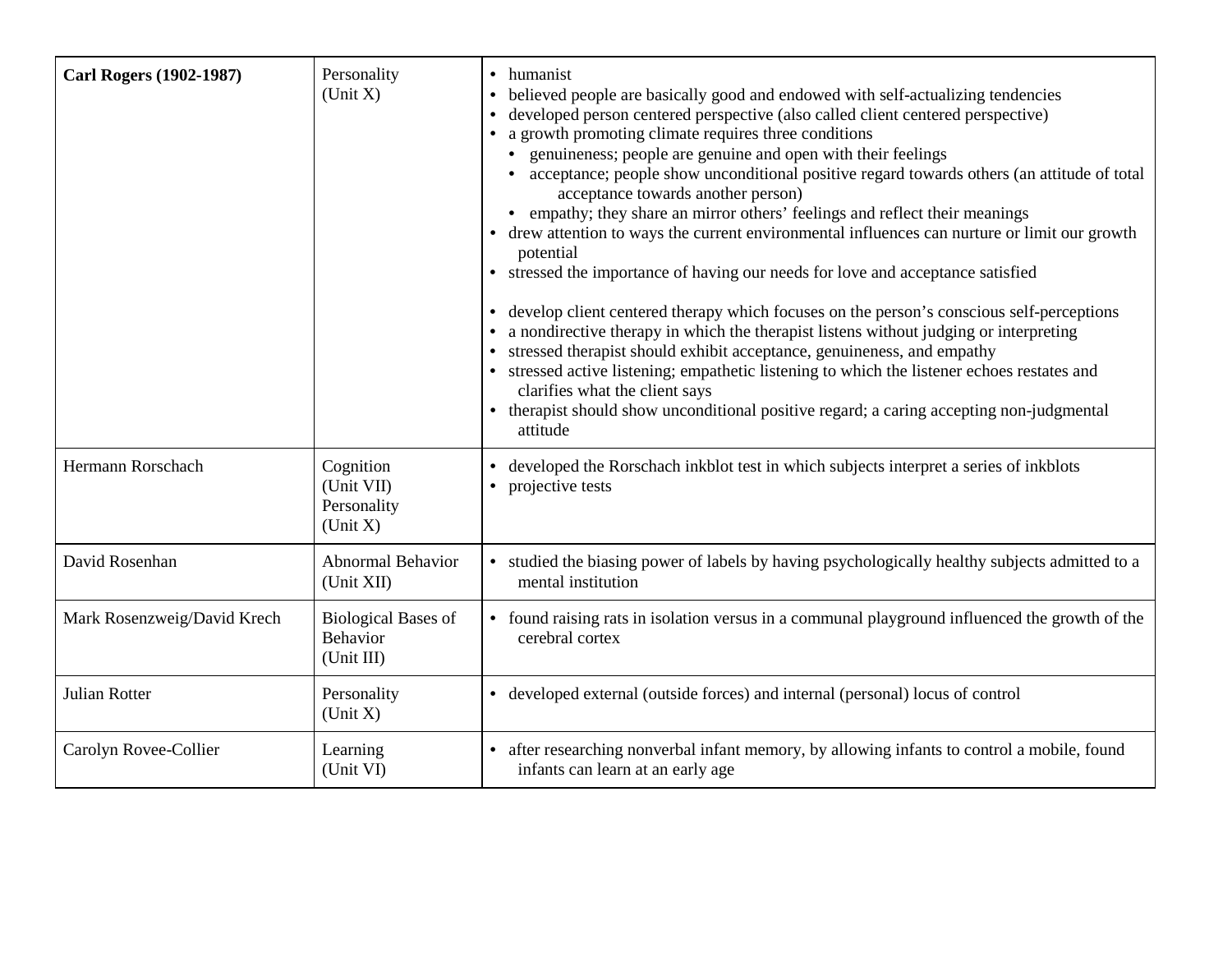| | | |
|---|---|---|
| **Carl Rogers (1902-1987)** | Personality (Unit X) | • humanist<br>• believed people are basically good and endowed with self-actualizing tendencies<br>• developed person centered perspective (also called client centered perspective)<br>• a growth promoting climate requires three conditions<br>  • genuineness; people are genuine and open with their feelings<br>  • acceptance; people show unconditional positive regard towards others (an attitude of total acceptance towards another person)<br>  • empathy; they share an mirror others' feelings and reflect their meanings<br>• drew attention to ways the current environmental influences can nurture or limit our growth potential<br>• stressed the importance of having our needs for love and acceptance satisfied<br><br>• develop client centered therapy which focuses on the person's conscious self-perceptions<br>• a nondirective therapy in which the therapist listens without judging or interpreting<br>• stressed therapist should exhibit acceptance, genuineness, and empathy<br>• stressed active listening; empathetic listening to which the listener echoes restates and clarifies what the client says<br>• therapist should show unconditional positive regard; a caring accepting non-judgmental attitude |
| Hermann Rorschach | Cognition (Unit VII) Personality (Unit X) | • developed the Rorschach inkblot test in which subjects interpret a series of inkblots<br>• projective tests |
| David Rosenhan | Abnormal Behavior (Unit XII) | • studied the biasing power of labels by having psychologically healthy subjects admitted to a mental institution |
| Mark Rosenzweig/David Krech | Biological Bases of Behavior (Unit III) | • found raising rats in isolation versus in a communal playground influenced the growth of the cerebral cortex |
| Julian Rotter | Personality (Unit X) | • developed external (outside forces) and internal (personal) locus of control |
| Carolyn Rovee-Collier | Learning (Unit VI) | • after researching nonverbal infant memory, by allowing infants to control a mobile, found infants can learn at an early age |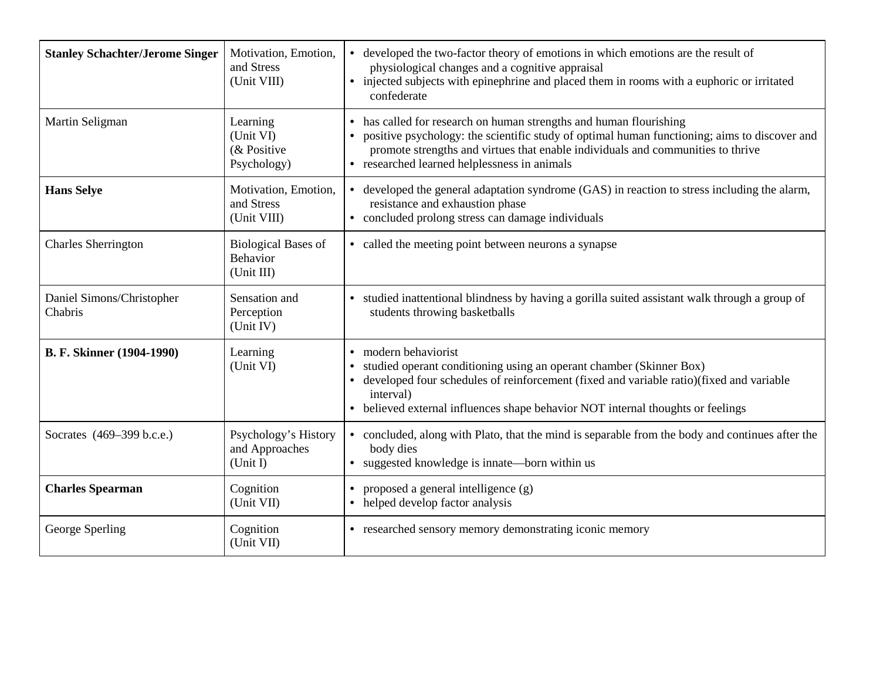| | | |
|---|---|---|
| **Stanley Schachter/Jerome Singer** | Motivation, Emotion, and Stress (Unit VIII) | • developed the two-factor theory of emotions in which emotions are the result of physiological changes and a cognitive appraisal<br>• injected subjects with epinephrine and placed them in rooms with a euphoric or irritated confederate |
| Martin Seligman | Learning (Unit VI) (& Positive Psychology) | • has called for research on human strengths and human flourishing<br>• positive psychology: the scientific study of optimal human functioning; aims to discover and promote strengths and virtues that enable individuals and communities to thrive<br>• researched learned helplessness in animals |
| **Hans Selye** | Motivation, Emotion, and Stress (Unit VIII) | • developed the general adaptation syndrome (GAS) in reaction to stress including the alarm, resistance and exhaustion phase<br>• concluded prolong stress can damage individuals |
| Charles Sherrington | Biological Bases of Behavior (Unit III) | • called the meeting point between neurons a synapse |
| Daniel Simons/Christopher Chabris | Sensation and Perception (Unit IV) | • studied inattentional blindness by having a gorilla suited assistant walk through a group of students throwing basketballs |
| **B. F. Skinner (1904-1990)** | Learning (Unit VI) | • modern behaviorist<br>• studied operant conditioning using an operant chamber (Skinner Box)<br>• developed four schedules of reinforcement (fixed and variable ratio)(fixed and variable interval)<br>• believed external influences shape behavior NOT internal thoughts or feelings |
| Socrates (469–399 b.c.e.) | Psychology's History and Approaches (Unit I) | • concluded, along with Plato, that the mind is separable from the body and continues after the body dies<br>• suggested knowledge is innate—born within us |
| **Charles Spearman** | Cognition (Unit VII) | • proposed a general intelligence (g)<br>• helped develop factor analysis |
| George Sperling | Cognition (Unit VII) | • researched sensory memory demonstrating iconic memory |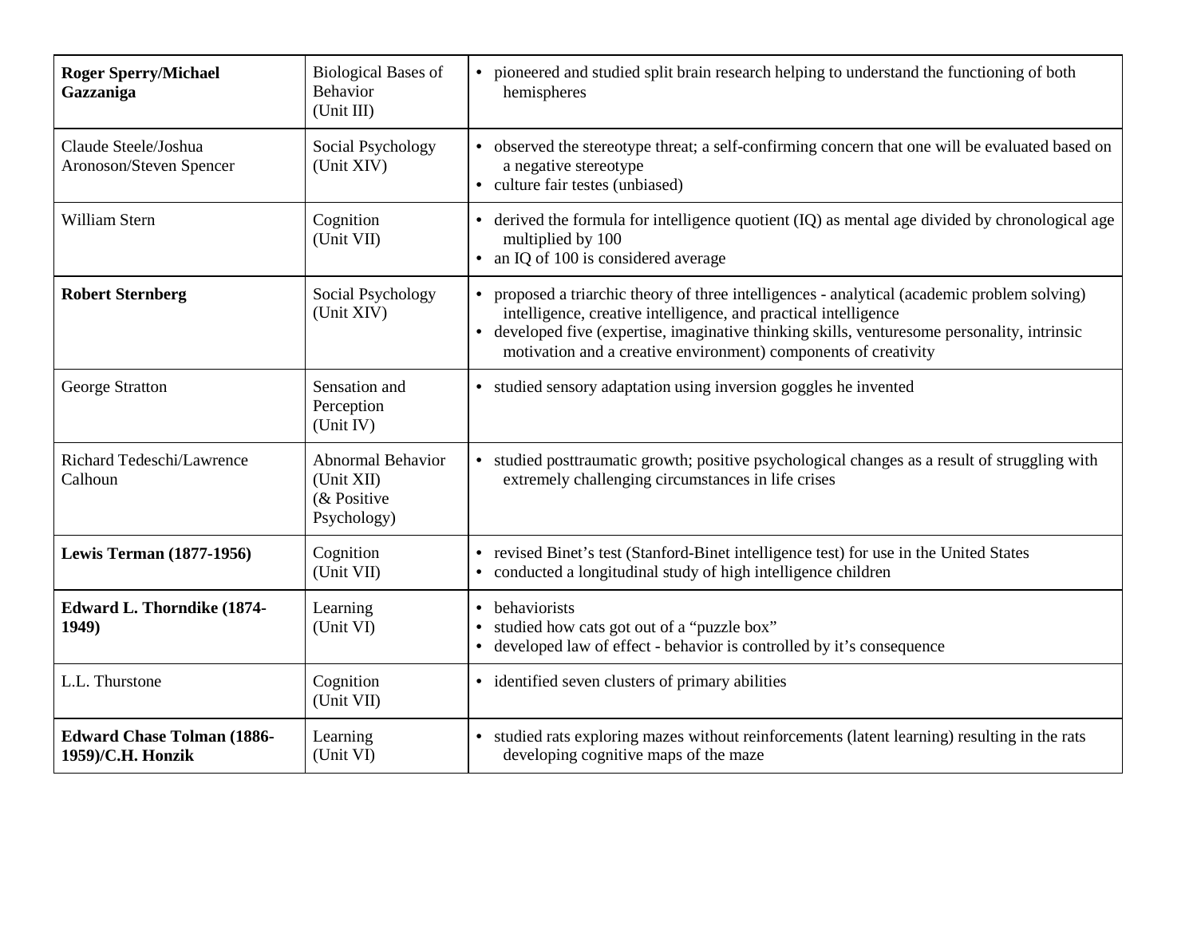| **Roger Sperry/Michael Gazzaniga** | Biological Bases of Behavior (Unit III) | • pioneered and studied split brain research helping to understand the functioning of both hemispheres |
|---|---|---|
| Claude Steele/Joshua Aronoson/Steven Spencer | Social Psychology (Unit XIV) | • observed the stereotype threat; a self-confirming concern that one will be evaluated based on a negative stereotype<br>• culture fair testes (unbiased) |
| William Stern | Cognition (Unit VII) | • derived the formula for intelligence quotient (IQ) as mental age divided by chronological age multiplied by 100<br>• an IQ of 100 is considered average |
| **Robert Sternberg** | Social Psychology (Unit XIV) | • proposed a triarchic theory of three intelligences - analytical (academic problem solving) intelligence, creative intelligence, and practical intelligence<br>• developed five (expertise, imaginative thinking skills, venturesome personality, intrinsic motivation and a creative environment) components of creativity |
| George Stratton | Sensation and Perception (Unit IV) | • studied sensory adaptation using inversion goggles he invented |
| Richard Tedeschi/Lawrence Calhoun | Abnormal Behavior (Unit XII) (& Positive Psychology) | • studied posttraumatic growth; positive psychological changes as a result of struggling with extremely challenging circumstances in life crises |
| **Lewis Terman (1877-1956)** | Cognition (Unit VII) | • revised Binet's test (Stanford-Binet intelligence test) for use in the United States<br>• conducted a longitudinal study of high intelligence children |
| **Edward L. Thorndike (1874-1949)** | Learning (Unit VI) | • behaviorists<br>• studied how cats got out of a "puzzle box"<br>• developed law of effect - behavior is controlled by it's consequence |
| L.L. Thurstone | Cognition (Unit VII) | • identified seven clusters of primary abilities |
| **Edward Chase Tolman (1886-1959)/C.H. Honzik** | Learning (Unit VI) | • studied rats exploring mazes without reinforcements (latent learning) resulting in the rats developing cognitive maps of the maze |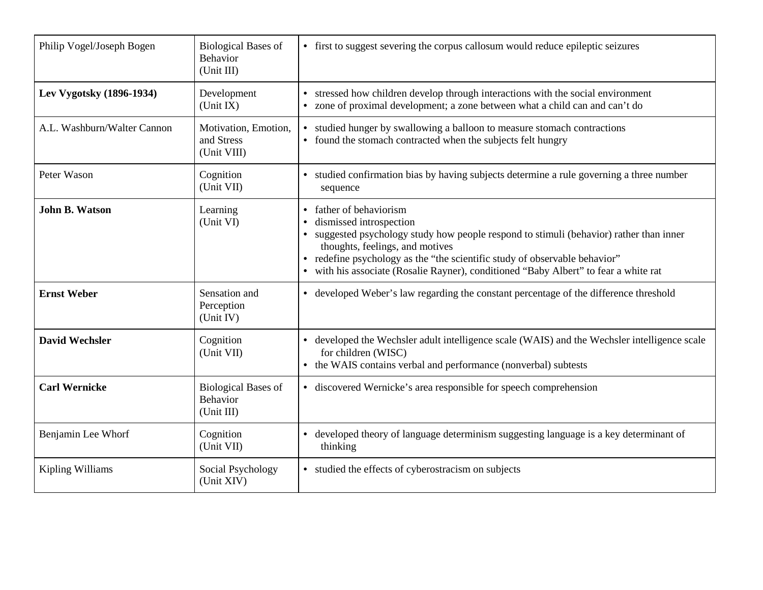| | | |
|---|---|---|
| Philip Vogel/Joseph Bogen | Biological Bases of Behavior (Unit III) | • first to suggest severing the corpus callosum would reduce epileptic seizures |
| **Lev Vygotsky (1896-1934)** | Development (Unit IX) | • stressed how children develop through interactions with the social environment<br>• zone of proximal development; a zone between what a child can and can't do |
| A.L. Washburn/Walter Cannon | Motivation, Emotion, and Stress (Unit VIII) | • studied hunger by swallowing a balloon to measure stomach contractions<br>• found the stomach contracted when the subjects felt hungry |
| Peter Wason | Cognition (Unit VII) | • studied confirmation bias by having subjects determine a rule governing a three number sequence |
| **John B. Watson** | Learning (Unit VI) | • father of behaviorism<br>• dismissed introspection<br>• suggested psychology study how people respond to stimuli (behavior) rather than inner thoughts, feelings, and motives<br>• redefine psychology as the "the scientific study of observable behavior"<br>• with his associate (Rosalie Rayner), conditioned "Baby Albert" to fear a white rat |
| **Ernst Weber** | Sensation and Perception (Unit IV) | • developed Weber's law regarding the constant percentage of the difference threshold |
| **David Wechsler** | Cognition (Unit VII) | • developed the Wechsler adult intelligence scale (WAIS) and the Wechsler intelligence scale for children (WISC)<br>• the WAIS contains verbal and performance (nonverbal) subtests |
| **Carl Wernicke** | Biological Bases of Behavior (Unit III) | • discovered Wernicke's area responsible for speech comprehension |
| Benjamin Lee Whorf | Cognition (Unit VII) | • developed theory of language determinism suggesting language is a key determinant of thinking |
| Kipling Williams | Social Psychology (Unit XIV) | • studied the effects of cyberostracism on subjects |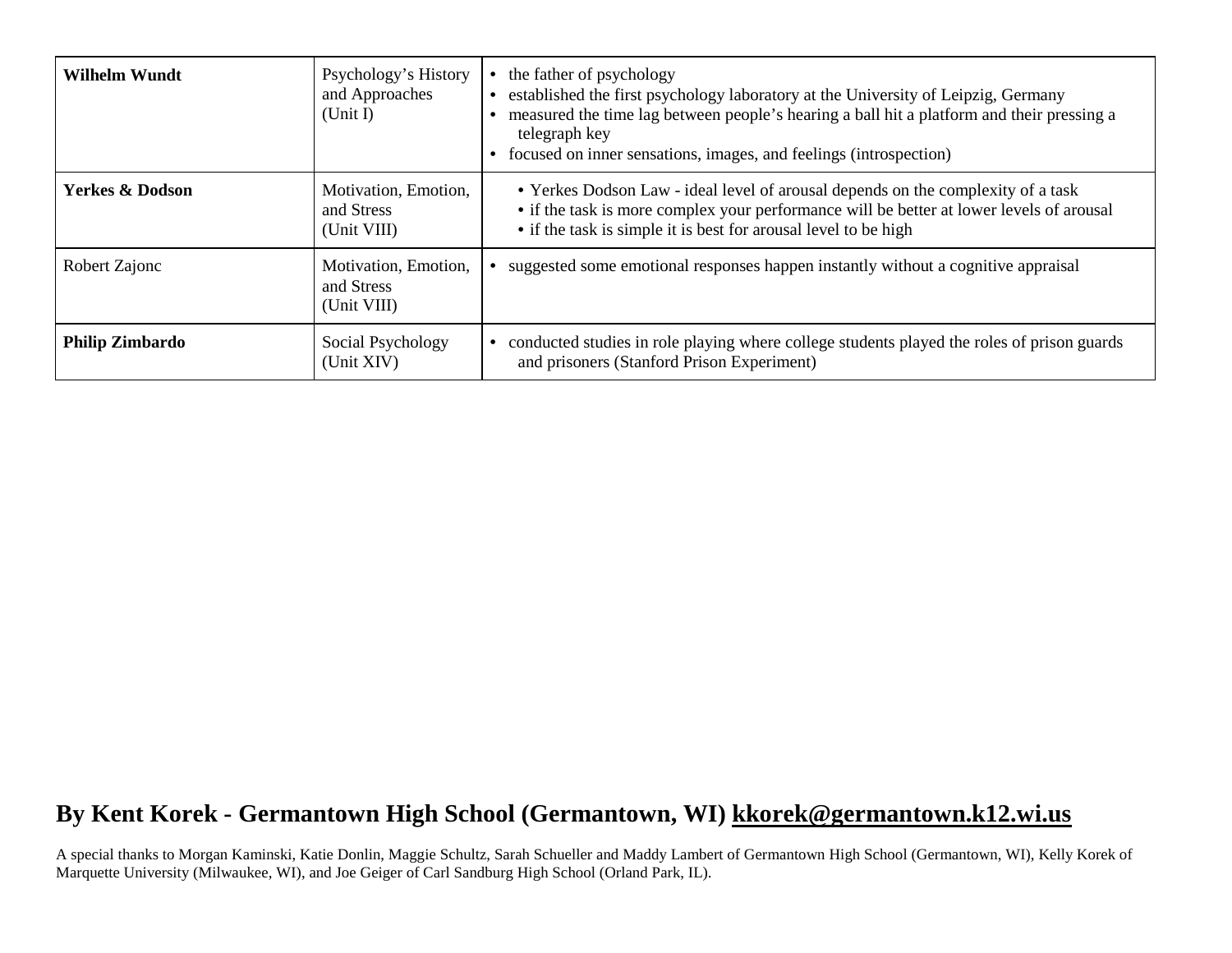| | | |
|---|---|---|
| **Wilhelm Wundt** | Psychology's History and Approaches (Unit I) | • the father of psychology<br>• established the first psychology laboratory at the University of Leipzig, Germany<br>• measured the time lag between people's hearing a ball hit a platform and their pressing a telegraph key<br>• focused on inner sensations, images, and feelings (introspection) |
| **Yerkes & Dodson** | Motivation, Emotion, and Stress (Unit VIII) | • Yerkes Dodson Law - ideal level of arousal depends on the complexity of a task<br>• if the task is more complex your performance will be better at lower levels of arousal<br>• if the task is simple it is best for arousal level to be high |
| Robert Zajonc | Motivation, Emotion, and Stress (Unit VIII) | • suggested some emotional responses happen instantly without a cognitive appraisal |
| **Philip Zimbardo** | Social Psychology (Unit XIV) | • conducted studies in role playing where college students played the roles of prison guards and prisoners (Stanford Prison Experiment) |

## By Kent Korek - Germantown High School (Germantown, WI) kkorek@germantown.k12.wi.us

A special thanks to Morgan Kaminski, Katie Donlin, Maggie Schultz, Sarah Schueller and Maddy Lambert of Germantown High School (Germantown, WI), Kelly Korek of Marquette University (Milwaukee, WI), and Joe Geiger of Carl Sandburg High School (Orland Park, IL).